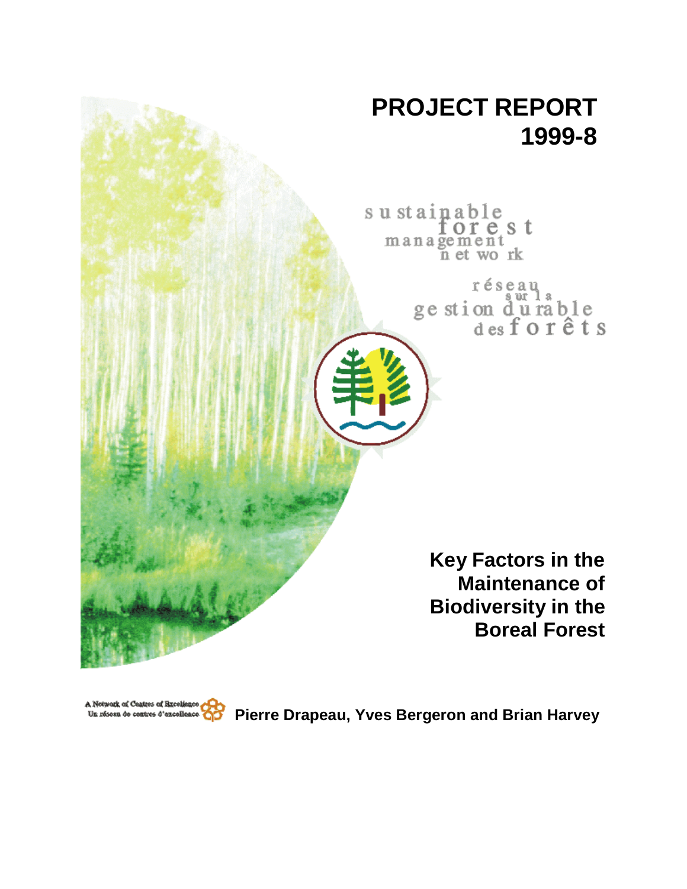# PROJECT REPORT 1999-8

sustainable forest management network

réseau sur la gestion durable des forêts

## Key Factors in the Maintenance of Biodiversity in the Boreal Forest

A Network of Centres of Excellence
Un réseau de centres d'excellence

**Pierre Drapeau, Yves Bergeron and Brian Harvey**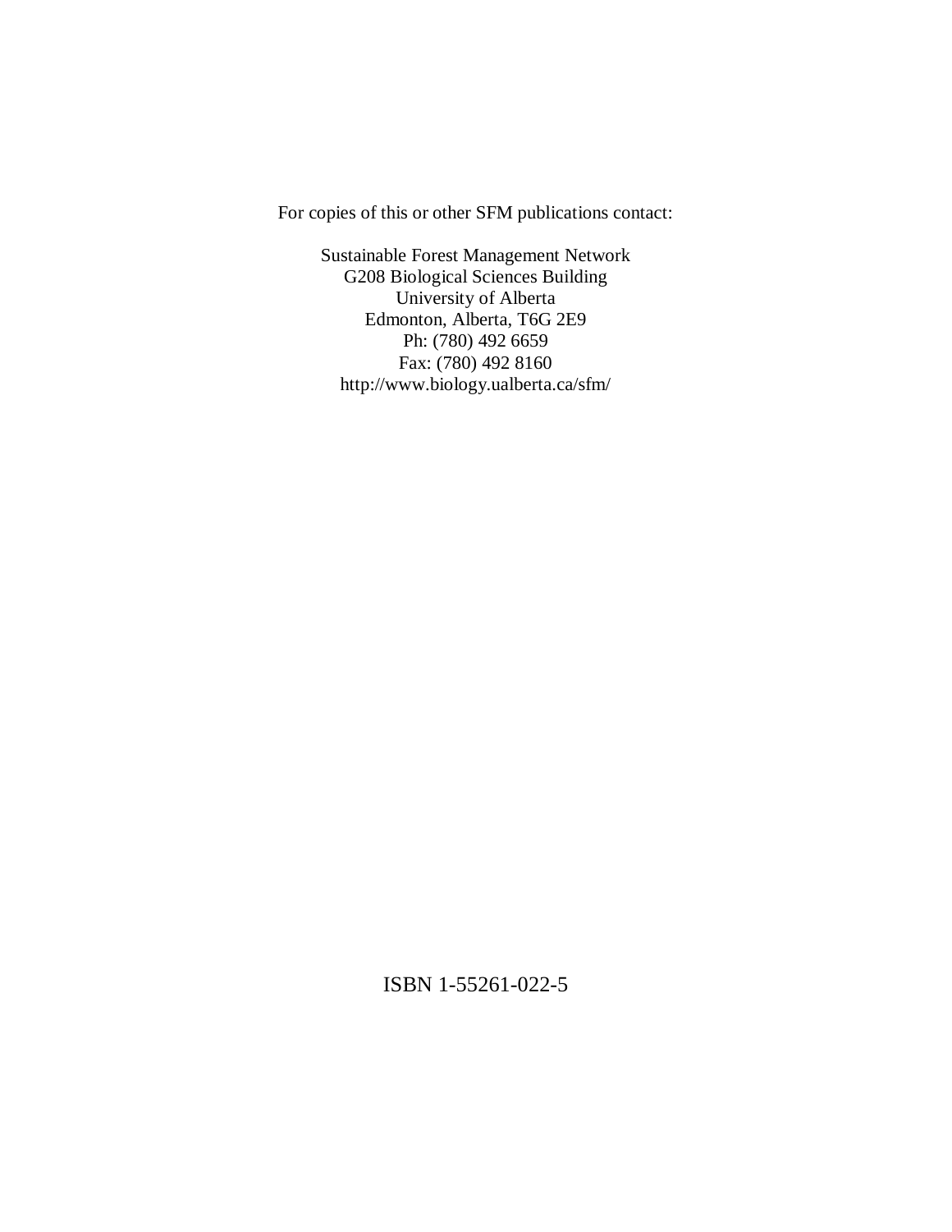For copies of this or other SFM publications contact:

Sustainable Forest Management Network
G208 Biological Sciences Building
University of Alberta
Edmonton, Alberta, T6G 2E9
Ph: (780) 492 6659
Fax: (780) 492 8160
http://www.biology.ualberta.ca/sfm/

ISBN 1-55261-022-5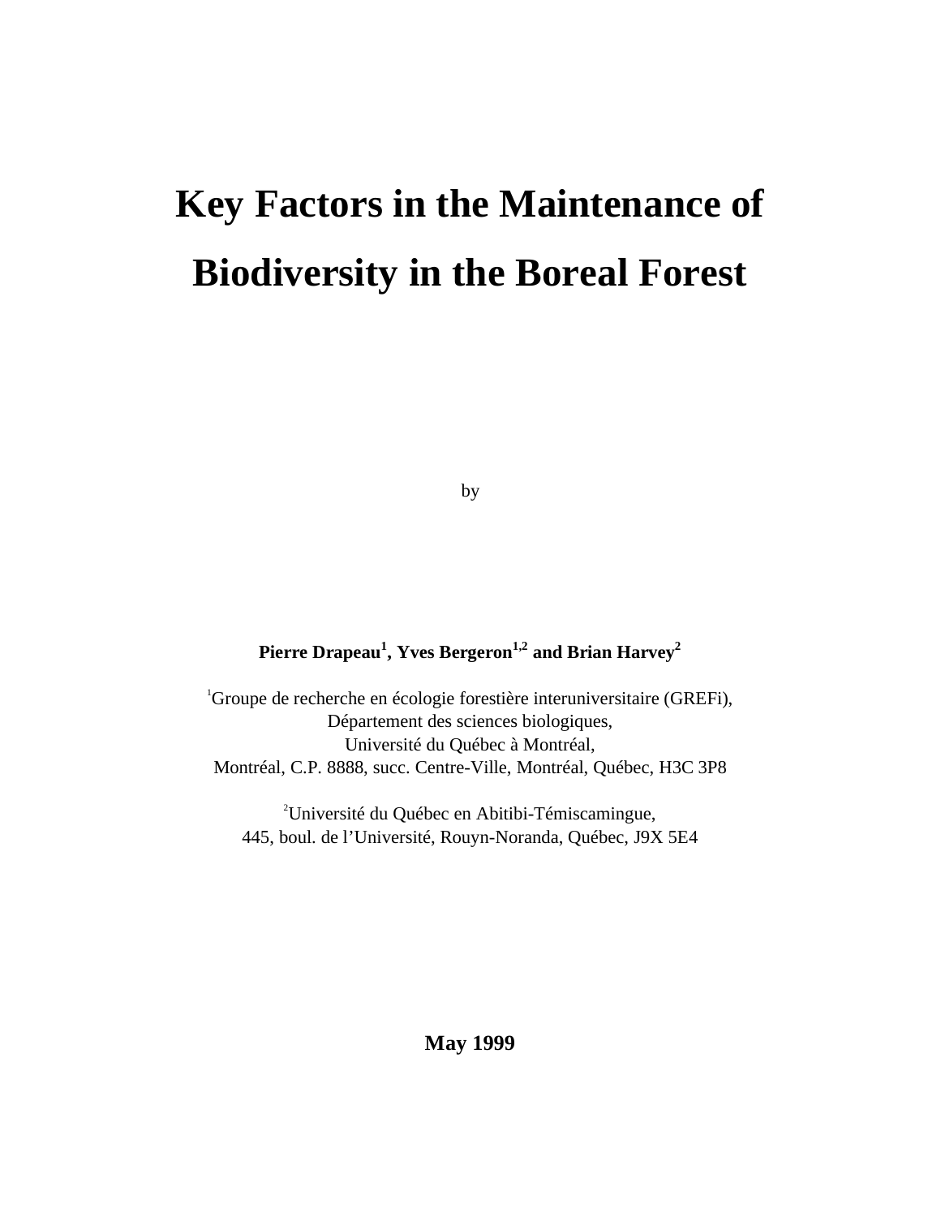# Key Factors in the Maintenance of Biodiversity in the Boreal Forest

by

**Pierre Drapeau[1], Yves Bergeron[1,2] and Brian Harvey[2]**

[1]Groupe de recherche en écologie forestière interuniversitaire (GREFi),
Département des sciences biologiques,
Université du Québec à Montréal,
Montréal, C.P. 8888, succ. Centre-Ville, Montréal, Québec, H3C 3P8

[2]Université du Québec en Abitibi-Témiscamingue,
445, boul. de l'Université, Rouyn-Noranda, Québec, J9X 5E4

**May 1999**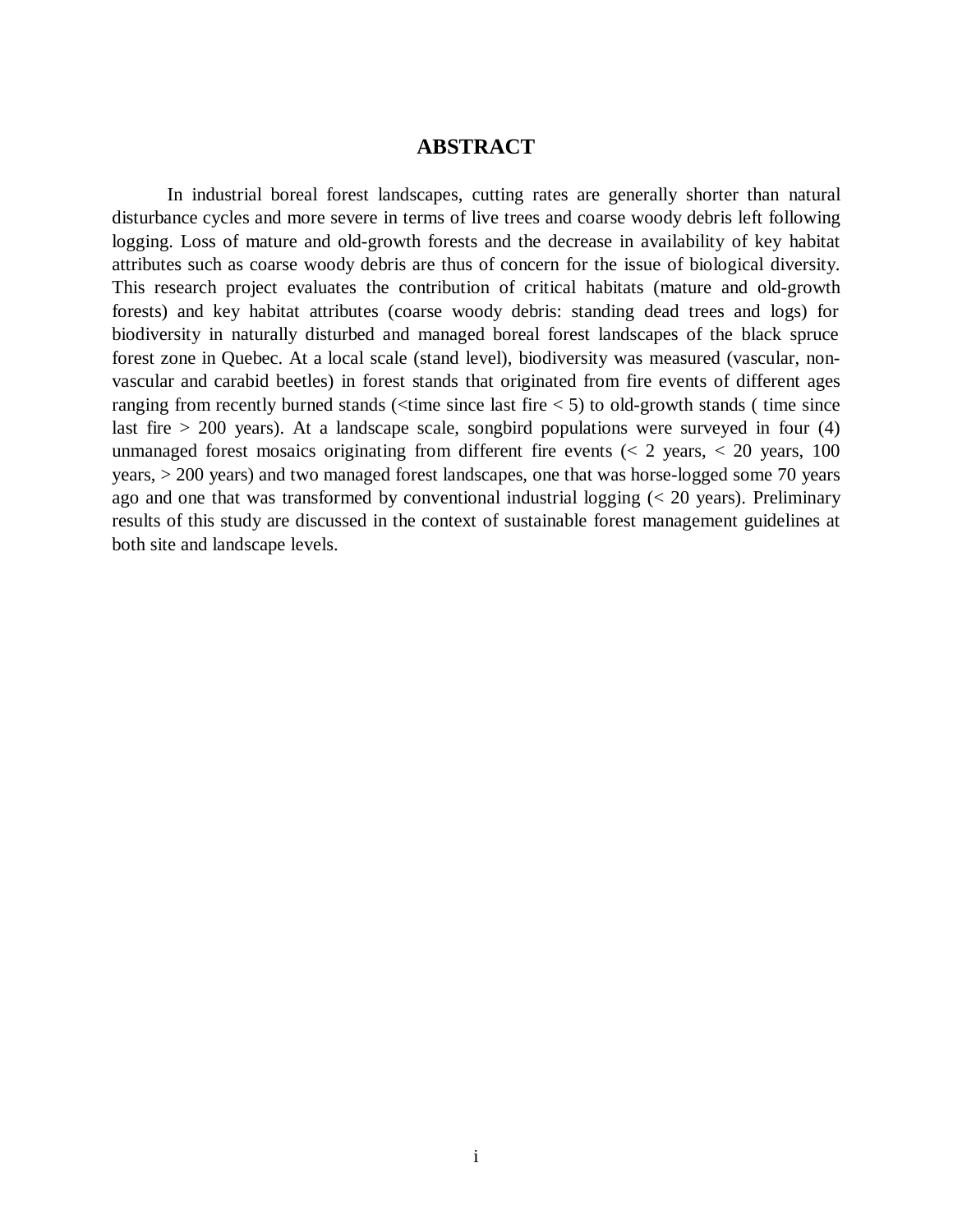# ABSTRACT

In industrial boreal forest landscapes, cutting rates are generally shorter than natural disturbance cycles and more severe in terms of live trees and coarse woody debris left following logging. Loss of mature and old-growth forests and the decrease in availability of key habitat attributes such as coarse woody debris are thus of concern for the issue of biological diversity. This research project evaluates the contribution of critical habitats (mature and old-growth forests) and key habitat attributes (coarse woody debris: standing dead trees and logs) for biodiversity in naturally disturbed and managed boreal forest landscapes of the black spruce forest zone in Quebec. At a local scale (stand level), biodiversity was measured (vascular, non-vascular and carabid beetles) in forest stands that originated from fire events of different ages ranging from recently burned stands (<time since last fire < 5) to old-growth stands ( time since last fire > 200 years). At a landscape scale, songbird populations were surveyed in four (4) unmanaged forest mosaics originating from different fire events (< 2 years, < 20 years, 100 years, > 200 years) and two managed forest landscapes, one that was horse-logged some 70 years ago and one that was transformed by conventional industrial logging (< 20 years). Preliminary results of this study are discussed in the context of sustainable forest management guidelines at both site and landscape levels.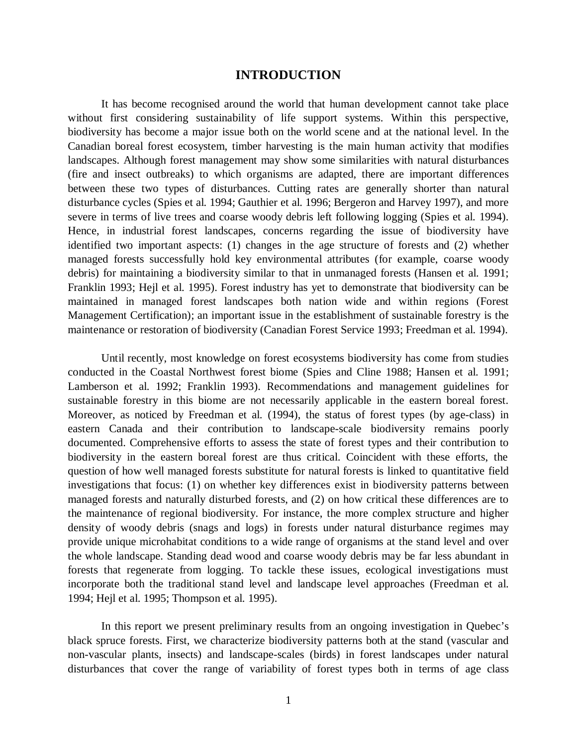# INTRODUCTION

It has become recognised around the world that human development cannot take place without first considering sustainability of life support systems. Within this perspective, biodiversity has become a major issue both on the world scene and at the national level. In the Canadian boreal forest ecosystem, timber harvesting is the main human activity that modifies landscapes. Although forest management may show some similarities with natural disturbances (fire and insect outbreaks) to which organisms are adapted, there are important differences between these two types of disturbances. Cutting rates are generally shorter than natural disturbance cycles (Spies et al. 1994; Gauthier et al. 1996; Bergeron and Harvey 1997), and more severe in terms of live trees and coarse woody debris left following logging (Spies et al. 1994). Hence, in industrial forest landscapes, concerns regarding the issue of biodiversity have identified two important aspects: (1) changes in the age structure of forests and (2) whether managed forests successfully hold key environmental attributes (for example, coarse woody debris) for maintaining a biodiversity similar to that in unmanaged forests (Hansen et al. 1991; Franklin 1993; Hejl et al. 1995). Forest industry has yet to demonstrate that biodiversity can be maintained in managed forest landscapes both nation wide and within regions (Forest Management Certification); an important issue in the establishment of sustainable forestry is the maintenance or restoration of biodiversity (Canadian Forest Service 1993; Freedman et al. 1994).

Until recently, most knowledge on forest ecosystems biodiversity has come from studies conducted in the Coastal Northwest forest biome (Spies and Cline 1988; Hansen et al. 1991; Lamberson et al. 1992; Franklin 1993). Recommendations and management guidelines for sustainable forestry in this biome are not necessarily applicable in the eastern boreal forest. Moreover, as noticed by Freedman et al. (1994), the status of forest types (by age-class) in eastern Canada and their contribution to landscape-scale biodiversity remains poorly documented. Comprehensive efforts to assess the state of forest types and their contribution to biodiversity in the eastern boreal forest are thus critical. Coincident with these efforts, the question of how well managed forests substitute for natural forests is linked to quantitative field investigations that focus: (1) on whether key differences exist in biodiversity patterns between managed forests and naturally disturbed forests, and (2) on how critical these differences are to the maintenance of regional biodiversity. For instance, the more complex structure and higher density of woody debris (snags and logs) in forests under natural disturbance regimes may provide unique microhabitat conditions to a wide range of organisms at the stand level and over the whole landscape. Standing dead wood and coarse woody debris may be far less abundant in forests that regenerate from logging. To tackle these issues, ecological investigations must incorporate both the traditional stand level and landscape level approaches (Freedman et al. 1994; Hejl et al. 1995; Thompson et al. 1995).

In this report we present preliminary results from an ongoing investigation in Quebec's black spruce forests. First, we characterize biodiversity patterns both at the stand (vascular and non-vascular plants, insects) and landscape-scales (birds) in forest landscapes under natural disturbances that cover the range of variability of forest types both in terms of age class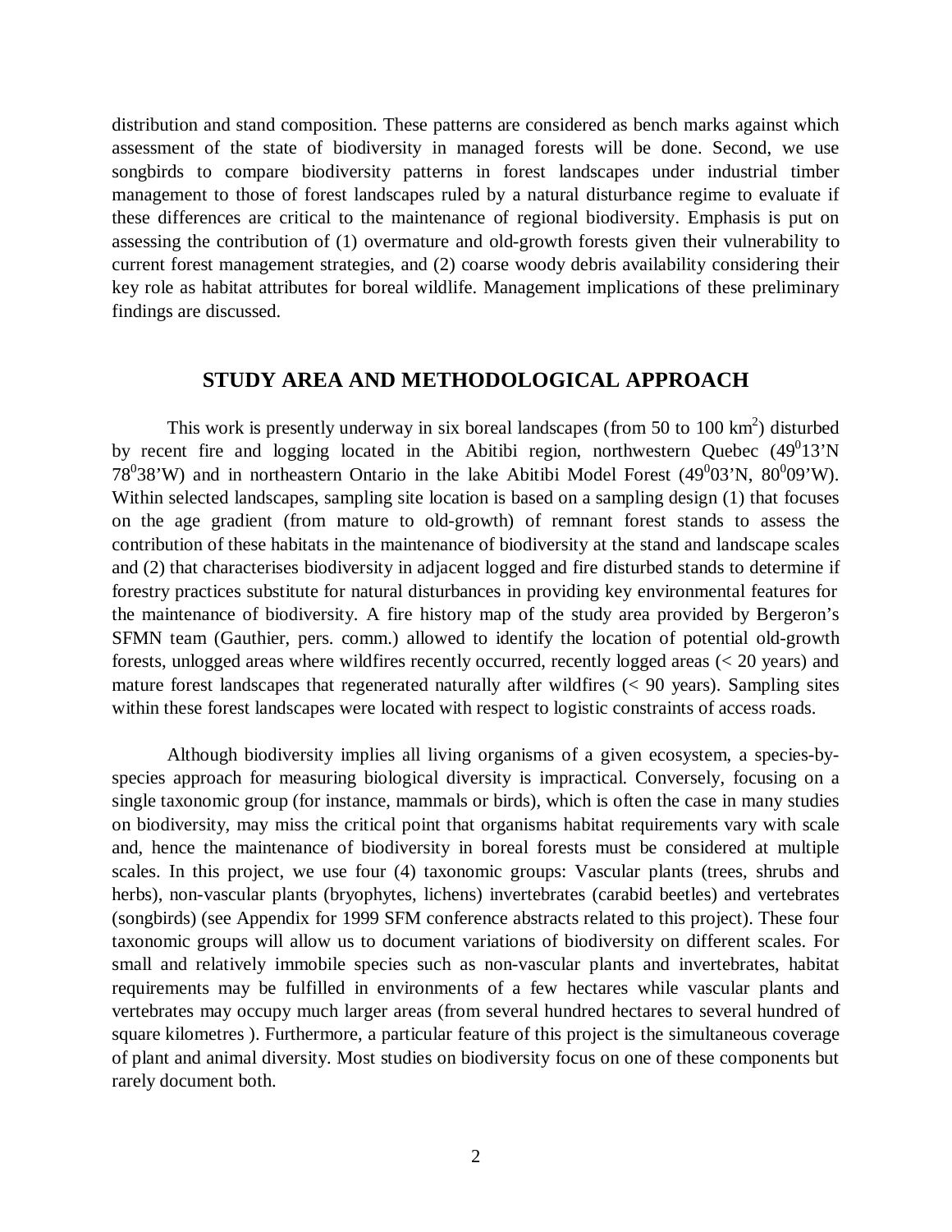distribution and stand composition. These patterns are considered as bench marks against which assessment of the state of biodiversity in managed forests will be done. Second, we use songbirds to compare biodiversity patterns in forest landscapes under industrial timber management to those of forest landscapes ruled by a natural disturbance regime to evaluate if these differences are critical to the maintenance of regional biodiversity. Emphasis is put on assessing the contribution of (1) overmature and old-growth forests given their vulnerability to current forest management strategies, and (2) coarse woody debris availability considering their key role as habitat attributes for boreal wildlife. Management implications of these preliminary findings are discussed.

## STUDY AREA AND METHODOLOGICAL APPROACH

This work is presently underway in six boreal landscapes (from 50 to 100 km$^2$) disturbed by recent fire and logging located in the Abitibi region, northwestern Quebec (49$^0$13'N 78$^0$38'W) and in northeastern Ontario in the lake Abitibi Model Forest (49$^0$03'N, 80$^0$09'W). Within selected landscapes, sampling site location is based on a sampling design (1) that focuses on the age gradient (from mature to old-growth) of remnant forest stands to assess the contribution of these habitats in the maintenance of biodiversity at the stand and landscape scales and (2) that characterises biodiversity in adjacent logged and fire disturbed stands to determine if forestry practices substitute for natural disturbances in providing key environmental features for the maintenance of biodiversity. A fire history map of the study area provided by Bergeron's SFMN team (Gauthier, pers. comm.) allowed to identify the location of potential old-growth forests, unlogged areas where wildfires recently occurred, recently logged areas (< 20 years) and mature forest landscapes that regenerated naturally after wildfires (< 90 years). Sampling sites within these forest landscapes were located with respect to logistic constraints of access roads.

Although biodiversity implies all living organisms of a given ecosystem, a species-by-species approach for measuring biological diversity is impractical. Conversely, focusing on a single taxonomic group (for instance, mammals or birds), which is often the case in many studies on biodiversity, may miss the critical point that organisms habitat requirements vary with scale and, hence the maintenance of biodiversity in boreal forests must be considered at multiple scales. In this project, we use four (4) taxonomic groups: Vascular plants (trees, shrubs and herbs), non-vascular plants (bryophytes, lichens) invertebrates (carabid beetles) and vertebrates (songbirds) (see Appendix for 1999 SFM conference abstracts related to this project). These four taxonomic groups will allow us to document variations of biodiversity on different scales. For small and relatively immobile species such as non-vascular plants and invertebrates, habitat requirements may be fulfilled in environments of a few hectares while vascular plants and vertebrates may occupy much larger areas (from several hundred hectares to several hundred of square kilometres ). Furthermore, a particular feature of this project is the simultaneous coverage of plant and animal diversity. Most studies on biodiversity focus on one of these components but rarely document both.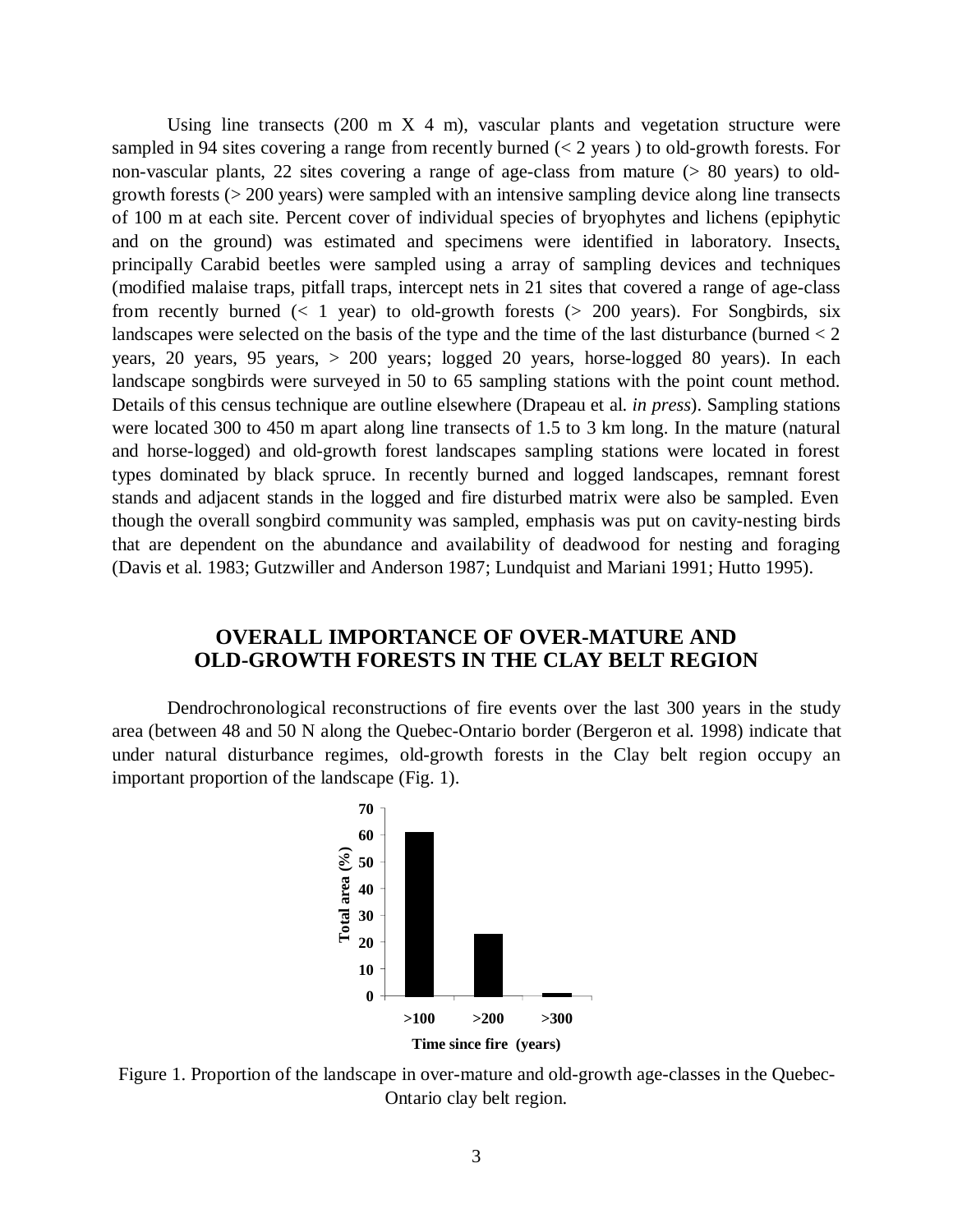Using line transects (200 m X 4 m), vascular plants and vegetation structure were sampled in 94 sites covering a range from recently burned (< 2 years ) to old-growth forests. For non-vascular plants, 22 sites covering a range of age-class from mature (> 80 years) to old-growth forests (> 200 years) were sampled with an intensive sampling device along line transects of 100 m at each site. Percent cover of individual species of bryophytes and lichens (epiphytic and on the ground) was estimated and specimens were identified in laboratory. Insects, principally Carabid beetles were sampled using a array of sampling devices and techniques (modified malaise traps, pitfall traps, intercept nets in 21 sites that covered a range of age-class from recently burned (< 1 year) to old-growth forests (> 200 years). For Songbirds, six landscapes were selected on the basis of the type and the time of the last disturbance (burned < 2 years, 20 years, 95 years, > 200 years; logged 20 years, horse-logged 80 years). In each landscape songbirds were surveyed in 50 to 65 sampling stations with the point count method. Details of this census technique are outline elsewhere (Drapeau et al. *in press*). Sampling stations were located 300 to 450 m apart along line transects of 1.5 to 3 km long. In the mature (natural and horse-logged) and old-growth forest landscapes sampling stations were located in forest types dominated by black spruce. In recently burned and logged landscapes, remnant forest stands and adjacent stands in the logged and fire disturbed matrix were also be sampled. Even though the overall songbird community was sampled, emphasis was put on cavity-nesting birds that are dependent on the abundance and availability of deadwood for nesting and foraging (Davis et al. 1983; Gutzwiller and Anderson 1987; Lundquist and Mariani 1991; Hutto 1995).

## OVERALL IMPORTANCE OF OVER-MATURE AND OLD-GROWTH FORESTS IN THE CLAY BELT REGION

Dendrochronological reconstructions of fire events over the last 300 years in the study area (between 48 and 50 N along the Quebec-Ontario border (Bergeron et al. 1998) indicate that under natural disturbance regimes, old-growth forests in the Clay belt region occupy an important proportion of the landscape (Fig. 1).

Figure 1. Proportion of the landscape in over-mature and old-growth age-classes in the Quebec-Ontario clay belt region.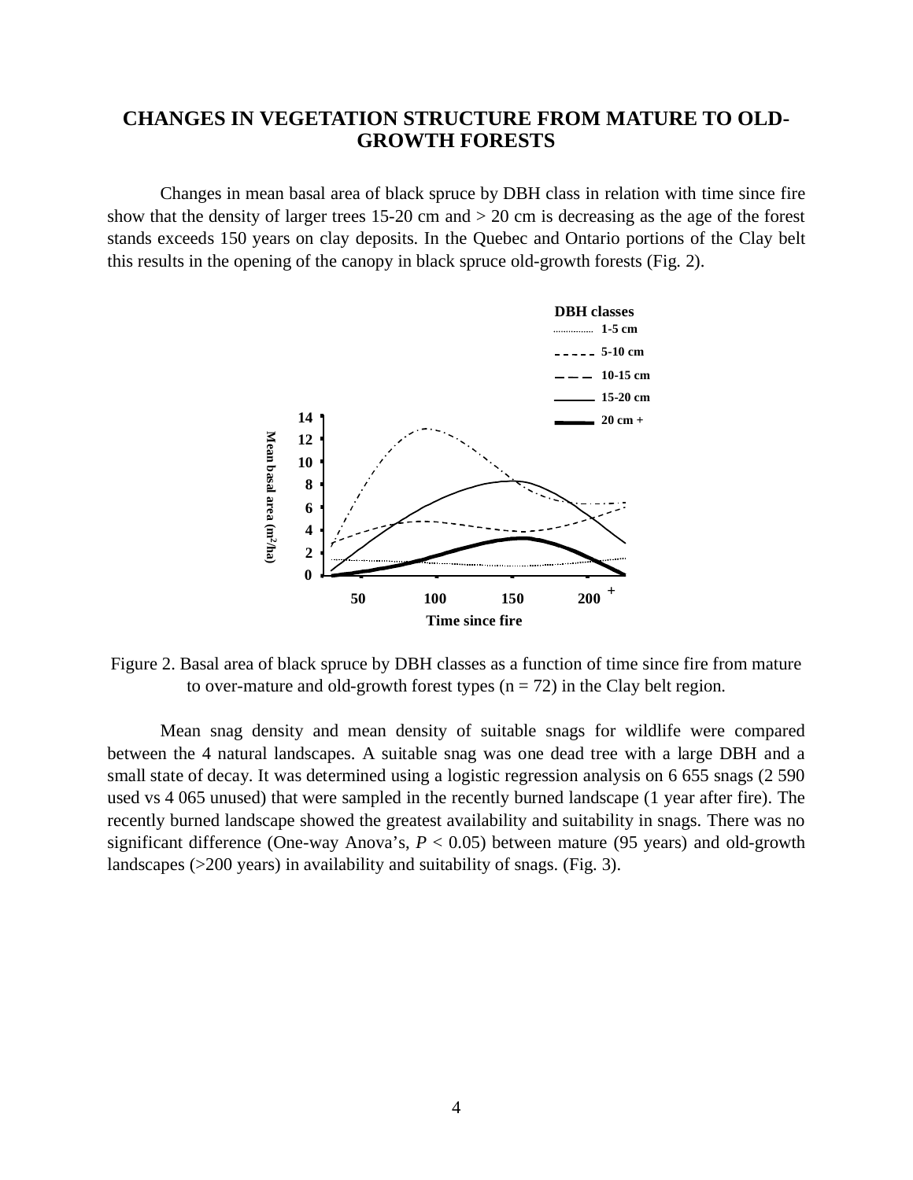## CHANGES IN VEGETATION STRUCTURE FROM MATURE TO OLD-GROWTH FORESTS

Changes in mean basal area of black spruce by DBH class in relation with time since fire show that the density of larger trees 15-20 cm and > 20 cm is decreasing as the age of the forest stands exceeds 150 years on clay deposits. In the Quebec and Ontario portions of the Clay belt this results in the opening of the canopy in black spruce old-growth forests (Fig. 2).

Figure 2. Basal area of black spruce by DBH classes as a function of time since fire from mature to over-mature and old-growth forest types (n = 72) in the Clay belt region.

Mean snag density and mean density of suitable snags for wildlife were compared between the 4 natural landscapes. A suitable snag was one dead tree with a large DBH and a small state of decay. It was determined using a logistic regression analysis on 6 655 snags (2 590 used vs 4 065 unused) that were sampled in the recently burned landscape (1 year after fire). The recently burned landscape showed the greatest availability and suitability in snags. There was no significant difference (One-way Anova's, $P < 0.05$) between mature (95 years) and old-growth landscapes (>200 years) in availability and suitability of snags. (Fig. 3).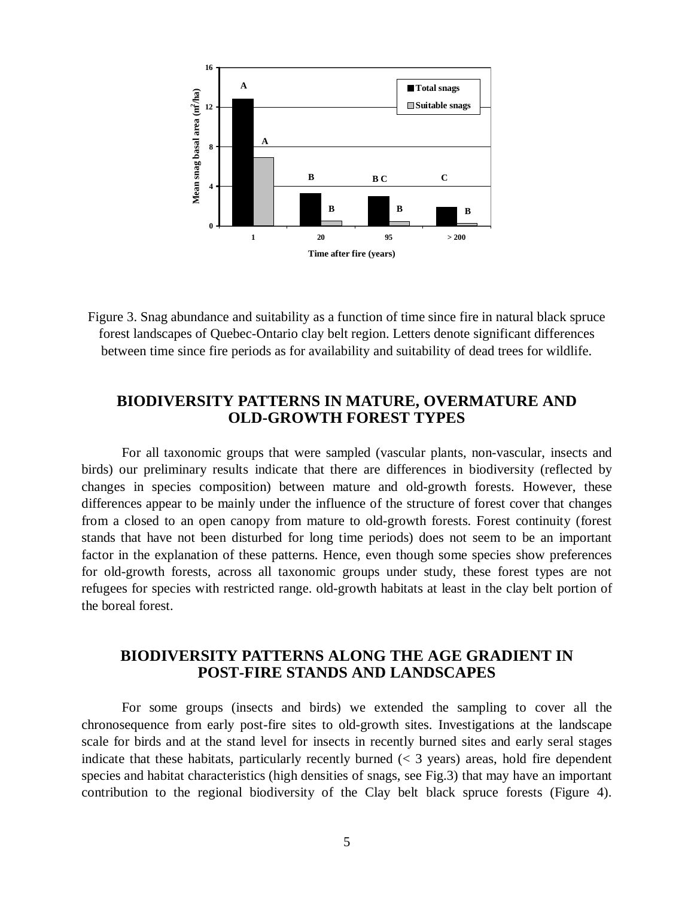Figure 3. Snag abundance and suitability as a function of time since fire in natural black spruce forest landscapes of Quebec-Ontario clay belt region. Letters denote significant differences between time since fire periods as for availability and suitability of dead trees for wildlife.

## BIODIVERSITY PATTERNS IN MATURE, OVERMATURE AND OLD-GROWTH FOREST TYPES

For all taxonomic groups that were sampled (vascular plants, non-vascular, insects and birds) our preliminary results indicate that there are differences in biodiversity (reflected by changes in species composition) between mature and old-growth forests. However, these differences appear to be mainly under the influence of the structure of forest cover that changes from a closed to an open canopy from mature to old-growth forests. Forest continuity (forest stands that have not been disturbed for long time periods) does not seem to be an important factor in the explanation of these patterns. Hence, even though some species show preferences for old-growth forests, across all taxonomic groups under study, these forest types are not refugees for species with restricted range. old-growth habitats at least in the clay belt portion of the boreal forest.

## BIODIVERSITY PATTERNS ALONG THE AGE GRADIENT IN POST-FIRE STANDS AND LANDSCAPES

For some groups (insects and birds) we extended the sampling to cover all the chronosequence from early post-fire sites to old-growth sites. Investigations at the landscape scale for birds and at the stand level for insects in recently burned sites and early seral stages indicate that these habitats, particularly recently burned (< 3 years) areas, hold fire dependent species and habitat characteristics (high densities of snags, see Fig.3) that may have an important contribution to the regional biodiversity of the Clay belt black spruce forests (Figure 4).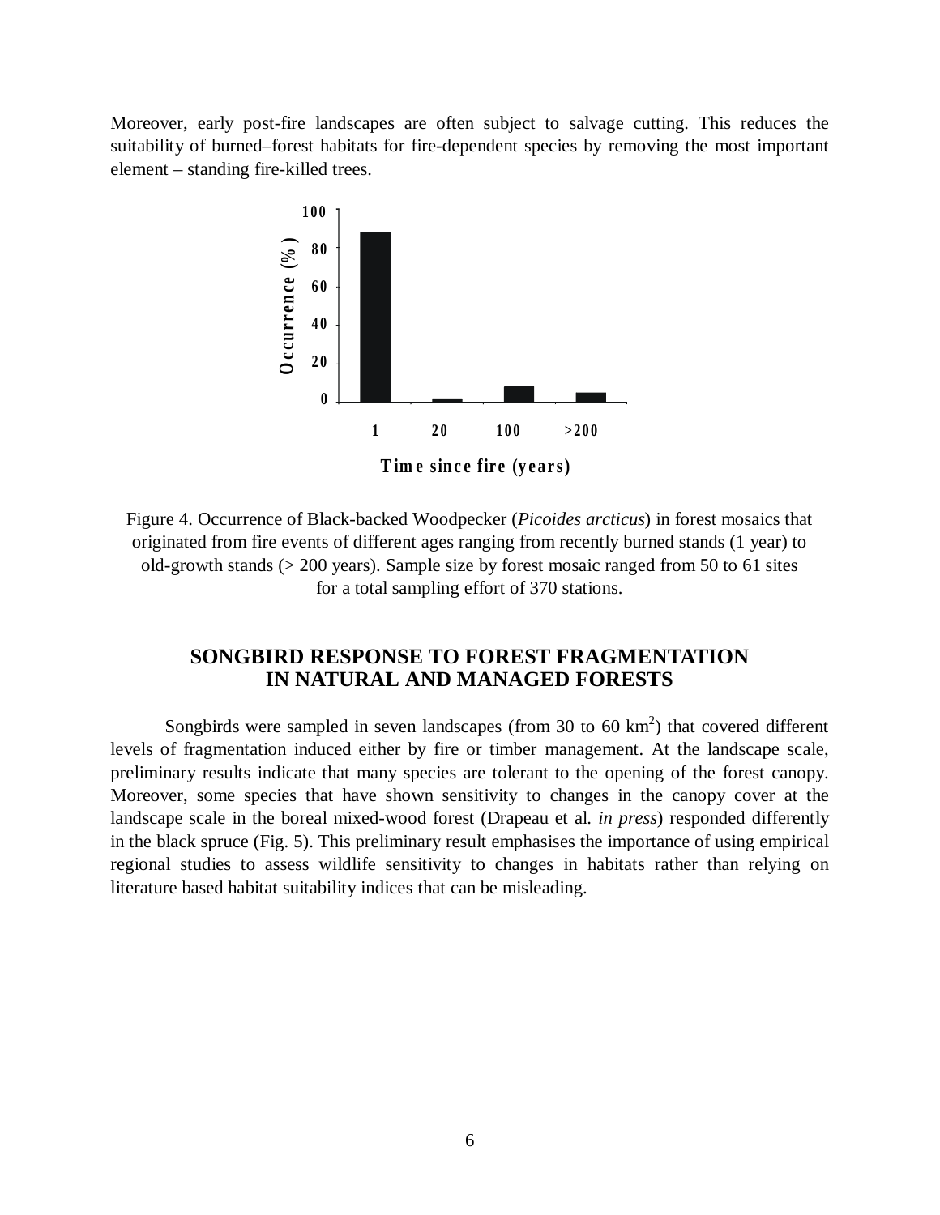Moreover, early post-fire landscapes are often subject to salvage cutting. This reduces the suitability of burned–forest habitats for fire-dependent species by removing the most important element – standing fire-killed trees.

Figure 4. Occurrence of Black-backed Woodpecker (*Picoides arcticus*) in forest mosaics that originated from fire events of different ages ranging from recently burned stands (1 year) to old-growth stands (> 200 years). Sample size by forest mosaic ranged from 50 to 61 sites for a total sampling effort of 370 stations.

## SONGBIRD RESPONSE TO FOREST FRAGMENTATION IN NATURAL AND MANAGED FORESTS

Songbirds were sampled in seven landscapes (from 30 to 60 $km^2$) that covered different levels of fragmentation induced either by fire or timber management. At the landscape scale, preliminary results indicate that many species are tolerant to the opening of the forest canopy. Moreover, some species that have shown sensitivity to changes in the canopy cover at the landscape scale in the boreal mixed-wood forest (Drapeau et al. *in press*) responded differently in the black spruce (Fig. 5). This preliminary result emphasises the importance of using empirical regional studies to assess wildlife sensitivity to changes in habitats rather than relying on literature based habitat suitability indices that can be misleading.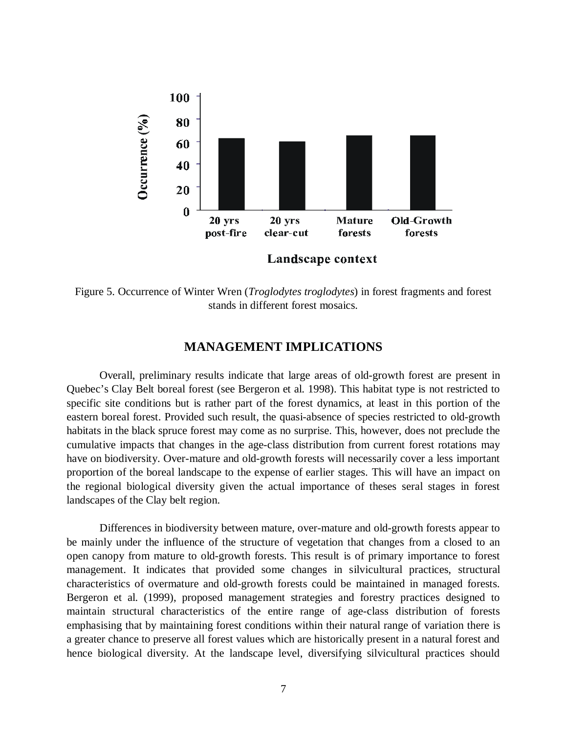Figure 5. Occurrence of Winter Wren (*Troglodytes troglodytes*) in forest fragments and forest stands in different forest mosaics.

## MANAGEMENT IMPLICATIONS

Overall, preliminary results indicate that large areas of old-growth forest are present in Quebec's Clay Belt boreal forest (see Bergeron et al. 1998). This habitat type is not restricted to specific site conditions but is rather part of the forest dynamics, at least in this portion of the eastern boreal forest. Provided such result, the quasi-absence of species restricted to old-growth habitats in the black spruce forest may come as no surprise. This, however, does not preclude the cumulative impacts that changes in the age-class distribution from current forest rotations may have on biodiversity. Over-mature and old-growth forests will necessarily cover a less important proportion of the boreal landscape to the expense of earlier stages. This will have an impact on the regional biological diversity given the actual importance of theses seral stages in forest landscapes of the Clay belt region.

Differences in biodiversity between mature, over-mature and old-growth forests appear to be mainly under the influence of the structure of vegetation that changes from a closed to an open canopy from mature to old-growth forests. This result is of primary importance to forest management. It indicates that provided some changes in silvicultural practices, structural characteristics of overmature and old-growth forests could be maintained in managed forests. Bergeron et al. (1999), proposed management strategies and forestry practices designed to maintain structural characteristics of the entire range of age-class distribution of forests emphasising that by maintaining forest conditions within their natural range of variation there is a greater chance to preserve all forest values which are historically present in a natural forest and hence biological diversity. At the landscape level, diversifying silvicultural practices should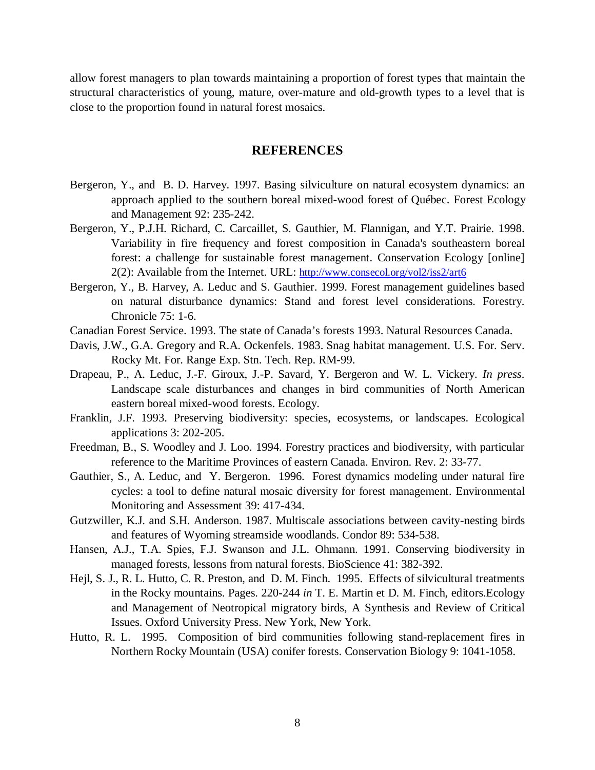allow forest managers to plan towards maintaining a proportion of forest types that maintain the structural characteristics of young, mature, over-mature and old-growth types to a level that is close to the proportion found in natural forest mosaics.

## REFERENCES

Bergeron, Y., and B. D. Harvey. 1997. Basing silviculture on natural ecosystem dynamics: an approach applied to the southern boreal mixed-wood forest of Québec. Forest Ecology and Management 92: 235-242.

Bergeron, Y., P.J.H. Richard, C. Carcaillet, S. Gauthier, M. Flannigan, and Y.T. Prairie. 1998. Variability in fire frequency and forest composition in Canada's southeastern boreal forest: a challenge for sustainable forest management. Conservation Ecology [online] 2(2): Available from the Internet. URL: http://www.consecol.org/vol2/iss2/art6

Bergeron, Y., B. Harvey, A. Leduc and S. Gauthier. 1999. Forest management guidelines based on natural disturbance dynamics: Stand and forest level considerations. Forestry. Chronicle 75: 1-6.

Canadian Forest Service. 1993. The state of Canada's forests 1993. Natural Resources Canada.

Davis, J.W., G.A. Gregory and R.A. Ockenfels. 1983. Snag habitat management. U.S. For. Serv. Rocky Mt. For. Range Exp. Stn. Tech. Rep. RM-99.

Drapeau, P., A. Leduc, J.-F. Giroux, J.-P. Savard, Y. Bergeron and W. L. Vickery. *In press*. Landscape scale disturbances and changes in bird communities of North American eastern boreal mixed-wood forests. Ecology.

Franklin, J.F. 1993. Preserving biodiversity: species, ecosystems, or landscapes. Ecological applications 3: 202-205.

Freedman, B., S. Woodley and J. Loo. 1994. Forestry practices and biodiversity, with particular reference to the Maritime Provinces of eastern Canada. Environ. Rev. 2: 33-77.

Gauthier, S., A. Leduc, and Y. Bergeron. 1996. Forest dynamics modeling under natural fire cycles: a tool to define natural mosaic diversity for forest management. Environmental Monitoring and Assessment 39: 417-434.

Gutzwiller, K.J. and S.H. Anderson. 1987. Multiscale associations between cavity-nesting birds and features of Wyoming streamside woodlands. Condor 89: 534-538.

Hansen, A.J., T.A. Spies, F.J. Swanson and J.L. Ohmann. 1991. Conserving biodiversity in managed forests, lessons from natural forests. BioScience 41: 382-392.

Hejl, S. J., R. L. Hutto, C. R. Preston, and D. M. Finch. 1995. Effects of silvicultural treatments in the Rocky mountains. Pages. 220-244 *in* T. E. Martin et D. M. Finch, editors.Ecology and Management of Neotropical migratory birds, A Synthesis and Review of Critical Issues. Oxford University Press. New York, New York.

Hutto, R. L. 1995. Composition of bird communities following stand-replacement fires in Northern Rocky Mountain (USA) conifer forests. Conservation Biology 9: 1041-1058.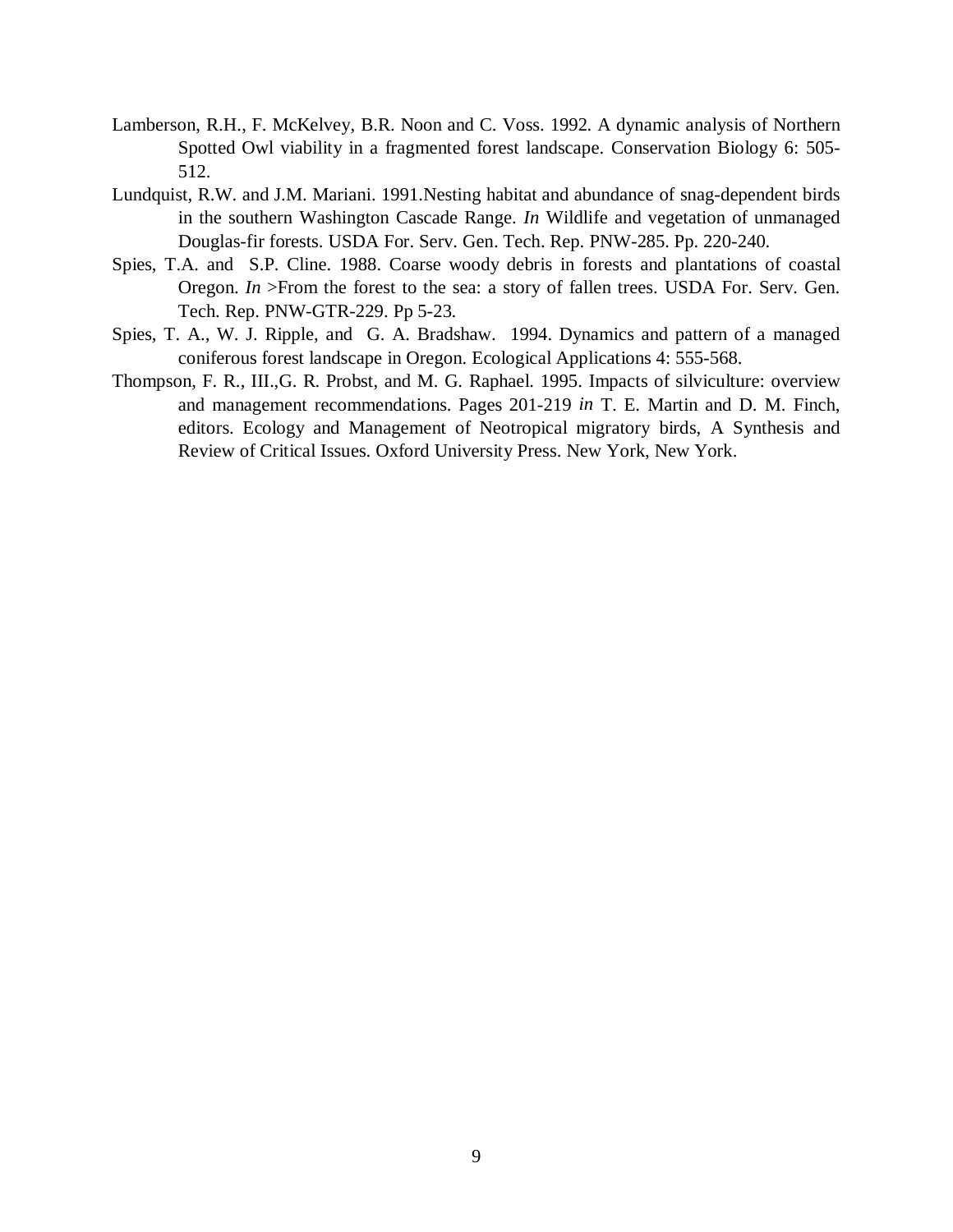Lamberson, R.H., F. McKelvey, B.R. Noon and C. Voss. 1992. A dynamic analysis of Northern Spotted Owl viability in a fragmented forest landscape. Conservation Biology 6: 505-512.

Lundquist, R.W. and J.M. Mariani. 1991.Nesting habitat and abundance of snag-dependent birds in the southern Washington Cascade Range. *In* Wildlife and vegetation of unmanaged Douglas-fir forests. USDA For. Serv. Gen. Tech. Rep. PNW-285. Pp. 220-240.

Spies, T.A. and S.P. Cline. 1988. Coarse woody debris in forests and plantations of coastal Oregon. *In* >From the forest to the sea: a story of fallen trees. USDA For. Serv. Gen. Tech. Rep. PNW-GTR-229. Pp 5-23.

Spies, T. A., W. J. Ripple, and G. A. Bradshaw. 1994. Dynamics and pattern of a managed coniferous forest landscape in Oregon. Ecological Applications 4: 555-568.

Thompson, F. R., III.,G. R. Probst, and M. G. Raphael. 1995. Impacts of silviculture: overview and management recommendations. Pages 201-219 *in* T. E. Martin and D. M. Finch, editors. Ecology and Management of Neotropical migratory birds, A Synthesis and Review of Critical Issues. Oxford University Press. New York, New York.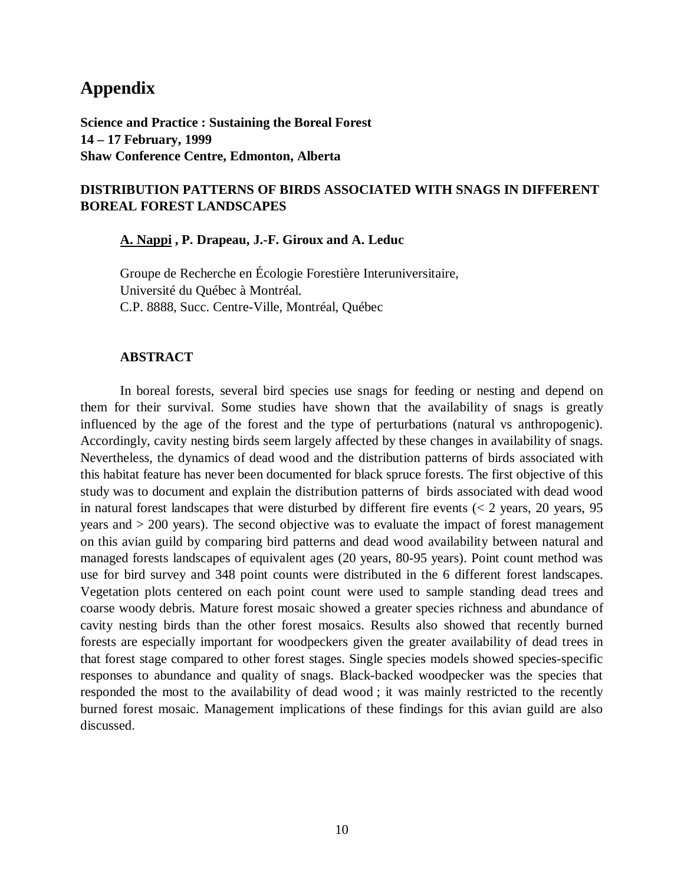# Appendix

**Science and Practice : Sustaining the Boreal Forest**
**14 – 17 February, 1999**
**Shaw Conference Centre, Edmonton, Alberta**

## DISTRIBUTION PATTERNS OF BIRDS ASSOCIATED WITH SNAGS IN DIFFERENT BOREAL FOREST LANDSCAPES

**A. Nappi , P. Drapeau, J.-F. Giroux and A. Leduc**

Groupe de Recherche en Écologie Forestière Interuniversitaire,
Université du Québec à Montréal.
C.P. 8888, Succ. Centre-Ville, Montréal, Québec

### ABSTRACT

In boreal forests, several bird species use snags for feeding or nesting and depend on them for their survival. Some studies have shown that the availability of snags is greatly influenced by the age of the forest and the type of perturbations (natural vs anthropogenic). Accordingly, cavity nesting birds seem largely affected by these changes in availability of snags. Nevertheless, the dynamics of dead wood and the distribution patterns of birds associated with this habitat feature has never been documented for black spruce forests. The first objective of this study was to document and explain the distribution patterns of birds associated with dead wood in natural forest landscapes that were disturbed by different fire events (< 2 years, 20 years, 95 years and > 200 years). The second objective was to evaluate the impact of forest management on this avian guild by comparing bird patterns and dead wood availability between natural and managed forests landscapes of equivalent ages (20 years, 80-95 years). Point count method was use for bird survey and 348 point counts were distributed in the 6 different forest landscapes. Vegetation plots centered on each point count were used to sample standing dead trees and coarse woody debris. Mature forest mosaic showed a greater species richness and abundance of cavity nesting birds than the other forest mosaics. Results also showed that recently burned forests are especially important for woodpeckers given the greater availability of dead trees in that forest stage compared to other forest stages. Single species models showed species-specific responses to abundance and quality of snags. Black-backed woodpecker was the species that responded the most to the availability of dead wood ; it was mainly restricted to the recently burned forest mosaic. Management implications of these findings for this avian guild are also discussed.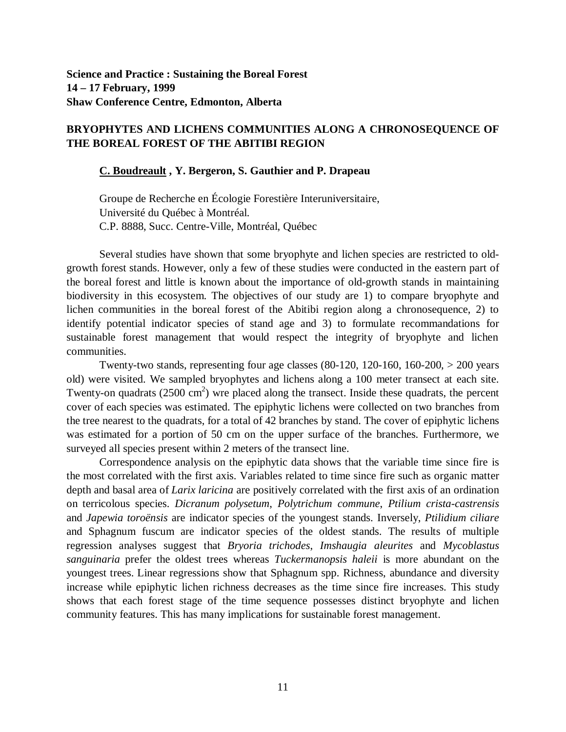**Science and Practice : Sustaining the Boreal Forest**
**14 – 17 February, 1999**
**Shaw Conference Centre, Edmonton, Alberta**

## BRYOPHYTES AND LICHENS COMMUNITIES ALONG A CHRONOSEQUENCE OF THE BOREAL FOREST OF THE ABITIBI REGION

**C. Boudreault , Y. Bergeron, S. Gauthier and P. Drapeau**

Groupe de Recherche en Écologie Forestière Interuniversitaire,
Université du Québec à Montréal.
C.P. 8888, Succ. Centre-Ville, Montréal, Québec

Several studies have shown that some bryophyte and lichen species are restricted to old-growth forest stands. However, only a few of these studies were conducted in the eastern part of the boreal forest and little is known about the importance of old-growth stands in maintaining biodiversity in this ecosystem. The objectives of our study are 1) to compare bryophyte and lichen communities in the boreal forest of the Abitibi region along a chronosequence, 2) to identify potential indicator species of stand age and 3) to formulate recommandations for sustainable forest management that would respect the integrity of bryophyte and lichen communities.

Twenty-two stands, representing four age classes (80-120, 120-160, 160-200, > 200 years old) were visited. We sampled bryophytes and lichens along a 100 meter transect at each site. Twenty-on quadrats (2500 $cm^2$) wre placed along the transect. Inside these quadrats, the percent cover of each species was estimated. The epiphytic lichens were collected on two branches from the tree nearest to the quadrats, for a total of 42 branches by stand. The cover of epiphytic lichens was estimated for a portion of 50 cm on the upper surface of the branches. Furthermore, we surveyed all species present within 2 meters of the transect line.

Correspondence analysis on the epiphytic data shows that the variable time since fire is the most correlated with the first axis. Variables related to time since fire such as organic matter depth and basal area of *Larix laricina* are positively correlated with the first axis of an ordination on terricolous species. *Dicranum polysetum*, *Polytrichum commune*, *Ptilium crista-castrensis* and *Japewia toroënsis* are indicator species of the youngest stands. Inversely, *Ptilidium ciliare* and Sphagnum fuscum are indicator species of the oldest stands. The results of multiple regression analyses suggest that *Bryoria trichodes*, *Imshaugia aleurites* and *Mycoblastus sanguinaria* prefer the oldest trees whereas *Tuckermanopsis haleii* is more abundant on the youngest trees. Linear regressions show that Sphagnum spp. Richness, abundance and diversity increase while epiphytic lichen richness decreases as the time since fire increases. This study shows that each forest stage of the time sequence possesses distinct bryophyte and lichen community features. This has many implications for sustainable forest management.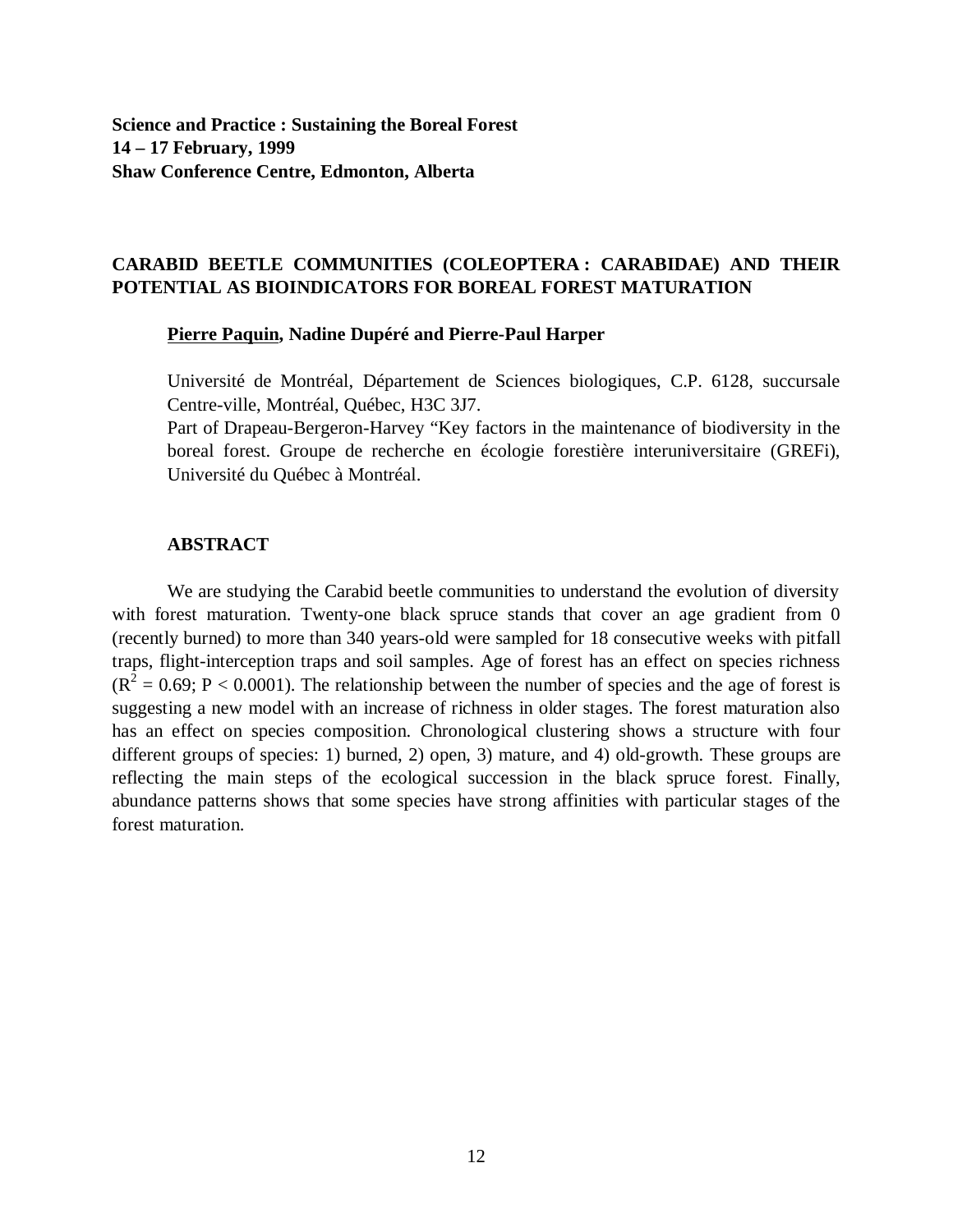**Science and Practice : Sustaining the Boreal Forest**
**14 – 17 February, 1999**
**Shaw Conference Centre, Edmonton, Alberta**

## CARABID BEETLE COMMUNITIES (COLEOPTERA : CARABIDAE) AND THEIR POTENTIAL AS BIOINDICATORS FOR BOREAL FOREST MATURATION

**Pierre Paquin, Nadine Dupéré and Pierre-Paul Harper**

Université de Montréal, Département de Sciences biologiques, C.P. 6128, succursale Centre-ville, Montréal, Québec, H3C 3J7.
Part of Drapeau-Bergeron-Harvey "Key factors in the maintenance of biodiversity in the boreal forest. Groupe de recherche en écologie forestière interuniversitaire (GREFi), Université du Québec à Montréal.

### ABSTRACT

We are studying the Carabid beetle communities to understand the evolution of diversity with forest maturation. Twenty-one black spruce stands that cover an age gradient from 0 (recently burned) to more than 340 years-old were sampled for 18 consecutive weeks with pitfall traps, flight-interception traps and soil samples. Age of forest has an effect on species richness ($R^2 = 0.69$; $P < 0.0001$). The relationship between the number of species and the age of forest is suggesting a new model with an increase of richness in older stages. The forest maturation also has an effect on species composition. Chronological clustering shows a structure with four different groups of species: 1) burned, 2) open, 3) mature, and 4) old-growth. These groups are reflecting the main steps of the ecological succession in the black spruce forest. Finally, abundance patterns shows that some species have strong affinities with particular stages of the forest maturation.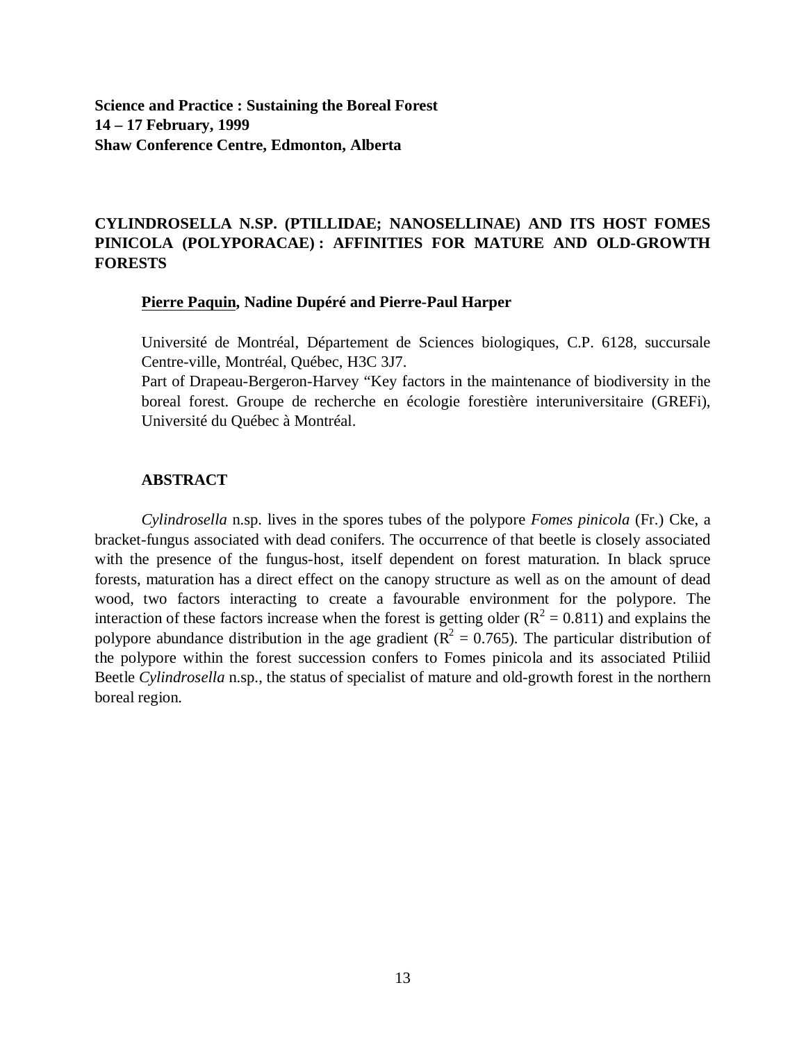**Science and Practice : Sustaining the Boreal Forest**
**14 – 17 February, 1999**
**Shaw Conference Centre, Edmonton, Alberta**

## CYLINDROSELLA N.SP. (PTILLIDAE; NANOSELLINAE) AND ITS HOST FOMES PINICOLA (POLYPORACAE) : AFFINITIES FOR MATURE AND OLD-GROWTH FORESTS

**Pierre Paquin, Nadine Dupéré and Pierre-Paul Harper**

Université de Montréal, Département de Sciences biologiques, C.P. 6128, succursale Centre-ville, Montréal, Québec, H3C 3J7.
Part of Drapeau-Bergeron-Harvey "Key factors in the maintenance of biodiversity in the boreal forest. Groupe de recherche en écologie forestière interuniversitaire (GREFi), Université du Québec à Montréal.

### ABSTRACT

*Cylindrosella* n.sp. lives in the spores tubes of the polypore *Fomes pinicola* (Fr.) Cke, a bracket-fungus associated with dead conifers. The occurrence of that beetle is closely associated with the presence of the fungus-host, itself dependent on forest maturation. In black spruce forests, maturation has a direct effect on the canopy structure as well as on the amount of dead wood, two factors interacting to create a favourable environment for the polypore. The interaction of these factors increase when the forest is getting older ($R^2 = 0.811$) and explains the polypore abundance distribution in the age gradient ($R^2 = 0.765$). The particular distribution of the polypore within the forest succession confers to Fomes pinicola and its associated Ptiliid Beetle *Cylindrosella* n.sp., the status of specialist of mature and old-growth forest in the northern boreal region.